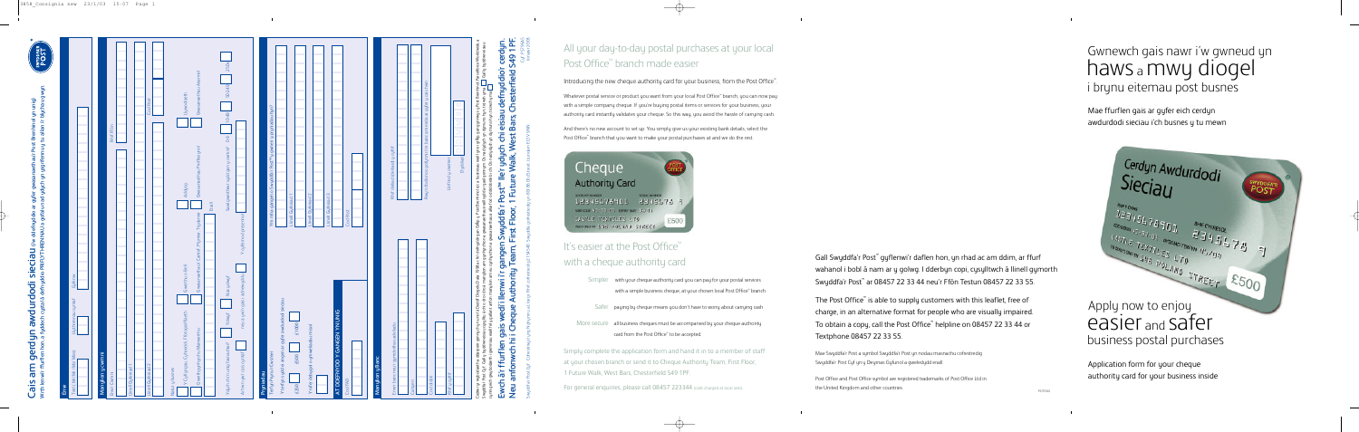# Cais am gerdyn awdurdodi sieciau

(i'w ddefnyddio ar gyfer gwasanaethau'r Post Brenhinol yn unig)

With lewis? ffurflen hon, a fyddech cystal â defnyddio PRIFLYTHRENNAU a gofalu ei bod yn glir ei llenwi yn bw i'w llenwi yn y blychau priodol

## Enw

| Teitl (e.e. Mr/Mrs/Miss/Dr) | Llythrennau cyntaf | Cyfenw |
|---|---|---|

## Manylion y cwmni

- Enw'r cwmni
- Llinell Gyfeiriad 1
- Llinell Gyfeiriad 2
- Tref / Dinas
- Cod Post

Natur y busnes:

- Unig fasnachwr
- Cwmni cyfyngedig
- Cwmni cyhoeddus
- Cymdeithas / Clwb / Elusen
- Partneriaeth
- Corff Cyhoeddus / Llywodraeth Leol / Addysg
- Arall

Nifer y gweithwyr

Gwerth amcangyfrifedig yr archebion post fesul mis

Ydych chi'n cwsmer i'r Post Brenhinol? Ydw / Nac ydw

Os ydych, a oes gennych rif cyfrif? Ydw / Nac ydw

Rhif cyfrif cwsmer

## Pwrpas

Enw'r Swyddfa'r Post™ lle y byddwch yn defnyddio'r cerdyn

Terfyn y cerdyn: £250 / £500 / £1000

Y terfyn misol a fyddech yn ei ddewis:

Cyfeiriad y Swyddfa'r Post™:

- Llinell Gyfeiriad 1
- Llinell Gyfeiriad 2
- Llinell Gyfeiriad 3
- Cod Post

AT DDEFNYDD Y GANGEN YN UNIG

Cod FAD

## Manylion y banc

- Enw'r banc / cymdeithas adeiladu
- Rhif cyfrif
- Cod didoli
- Enw'r cyfrif
- Rhif y gymdeithas adeiladu (os yw'n berthnasol)

Rwy'n cadarnhau fy mod yn cytuno i'r amodau a'r telerau a nodir

Llofnod y swyddog

Dyddiad

**Ewch â'r ffurflen gais wedi'i llenwi i'r gangen Swyddfa'r Post™ lle'r ydych chi eisiau defnyddio'r cerdyn. Neu anfonwch hi i Cheque Authority Team, First Floor, 1 Future Walk, West Bars, Chesterfield S41 1PF.**

---

# All your day-to-day postal purchases at your local Post Office™ branch made easier

Introducing the new cheque authority card for your business, from the Post Office®.

Whatever postal service or product you want from your local Post Office® branch, you can now pay with a simple company cheque. If you're buying postal items or services for your business, your authority card instantly validates your cheque. So this way, you avoid the hassle of carrying cash.

And there's no account to set up. You simply give us your existing bank details, select the Post Office® branch that you want to make your postal purchases at and we do the rest.

## It's easier at the Post Office® with a cheque authority card

**Simpler** with your cheque authority card you can pay for your postal services with a simple business cheque, at your chosen local Post Office® branch

**Safer** paying by cheque means you don't have to worry about carrying cash

**More secure** all business cheques must be accompanied by your cheque authority card from the Post Office® to be accepted.

Simply complete the application form and hand it in to a member of staff at your chosen branch or send it to Cheque Authority Team, First Floor, 1 Future Walk, West Bars, Chesterfield S41 1PF

For general enquiries, please call 08457 223344 (calls charged at local rate)

---

Gall Swyddfa'r Post™ gyflenwi'r daflen hon, yn rhad ac am ddim, ar ffurf wahanol i bobl â nam ar y golwg. I dderbyn copi, cysylltwch â llinell gymorth Swyddfa'r Post® ar 08457 22 33 44 neu'r Ffôn Testun 08457 22 33 55.

The Post Office® is able to supply customers with this leaflet, free of charge, in an alternative format for people who are visually impaired. To obtain a copy, call the Post Office® helpline on 08457 22 33 44 or Textphone 08457 22 33 55.

Mae Swyddfa'r Post a symbol Swyddfa'r Post yn nodau masnachu cofrestredig Swyddfa'r Post Cyf yn y Deyrnas Gyfunol a gwledydd eraill.

Post Office and Post Office symbol are registered trademarks of Post Office Ltd in the United Kingdom and other countries.

---

# Gwnewch gais nawr i'w gwneud yn haws a mwy diogel i brynu eitemau post busnes

Mae ffurflen gais ar gyfer eich cerdyn awdurdodi sieciau i'ch busnes y tu mewn

# Apply now to enjoy easier and safer business postal purchases

Application form for your cheque authority card for your business inside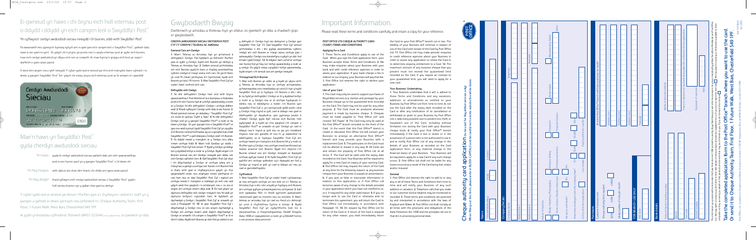# Ei gwneud yn haws i chi brynu eich holl eitemau post o ddydd i ddydd yn eich cangen leol o Swyddfa'r Post™

Yn cyflwyno'r cerdyn awdurdodi sieciau newydd i chi busnes, oddi wrth Swyddfa'r Post

Cerdyn Awdurdodi Sieciau

£500

## Mae'n haws yn Swyddfa'r Post™ gyda cherdyn awdurdodi sieciau

**Yn haws** — gyda'ch cerdyn awdurdodi sieciau gallwch dalu am eich gwasanaethau post â siec fusnes syml yn y gangen Swyddfa'r Post™ o'ch dewis chi

**Yn fwy hwylus** — wrth dalu â siec does dim rhaid i chi ofidio am gario arian parod

**Yn fwy diogel** — rhaid cyflwyno eich cerdyn awdurdodi sieciau o Swyddfa'r Post™ gyda'r holl sieciau busnes

Y cyfan sydd raid ei wneud yw llenwi'r ffurflen gais a'i chyflwyno i aelod o'r staff yn y gangen a gafodd ei dewis gennych neu anfonwch hi i Cheque Authority Team, First Floor, 1 Future Walk, West Bars, Chesterfield S49 1PF.

Ar gyfer ymholiadau cyffredinol, ffoniwch 08457 223344

# Gwybodaeth Bwysig

Darllenwch yr amodau a thelerau hyn yn ofalus, os gwelwch yn dda, a chadwch gopi er gwybodaeth.

**CERDYN AWDURDODI SIECIAU SWYDDFA'R POST CYF ('Y CERDYN') TELERAU AC AMODAU**

**Gwneud Cais am Gerdyn**

**Defnyddio eich Cerdyn**

**Ymrwymiad Eich Busnes**

**Cyffredinol**

# Important Information.

Please read these terms and conditions carefully and retain a copy for your reference.

**POST OFFICE LTD CHEQUE AUTHORITY CARD ('CARD') TERMS AND CONDITIONS**

**Applying for a Card**

1. These Terms and Conditions apply to use of the Card. When you sign the Card application form, your Business accepts these Terms and Conditions. 2. We may make enquiries about your Business with your bank and with credit reference agencies in order to assess your application. If your bank charges a fee in relation to our enquiry, your Business will pay that fee. 3. Post Office Ltd reserves the right to decline your application.

**Use of your Card**

1. The Card may only be used to support purchases of Royal Mail services (e.g. stamps and postage) by your Business cheque up to the guaranteed limit recorded on the Card. The Card may not be used for any other purpose. 2. The Card must be produced whenever payment is made by business cheque. 3. Cheques must be made payable to "Post Office Ltd" and crossed "A/C Payee". 4. The Card may only be used at the Post Office™ branch recorded on the Card. In the event that this Post Office™ branch is closed or relocated, Post Office Ltd will contact your Business to arrange an alternative Post Office™ branch and may provide your Business with a replacement Card. 5. The particulars on the Card must not be altered or erased in any way. 6. All Cards are and remain the property of Post Office Ltd at all times. 7. The Card will be valid until the expiry date recorded on the Card. Your Business will be required to apply for a new Card on expiry of your existing Card. 8. Post Office Ltd may request the return of the Card at any time for the following reasons: a. any business cheque from your Business is unpaid on presentation; b. if you give us false or inaccurate information in relation to this application or if Post Office Ltd becomes aware of any change to the details provided in your application which you have not notified to us; or c. if required for any other valid reason. 9. If you no longer wish to use the Card or otherwise wish to terminate this agreement, you will return the Card to Post Office Ltd immediately in accordance with Paragraph 10. 10. On request by Post Office Ltd for return of the Card or if return of the Card is required for any other reason, you shall immediately return the Card to your Post Office™ branch cut in two. The liability of your Business will continue in respect of use of the Card until receipt of the Card by Post Office Ltd. 11. Post Office Ltd may make periodic enquiries to credit reference agencies about your Business in order to assess any application to renew the Card or to determine ongoing entitlement to a Card. 12. The maximum amount of any business cheque that you present must not exceed the guaranteed limit recorded on the Card. If you require an increase to your guaranteed limit, you will need to apply for a new card.

**Your Business' Undertaking**

1. Your Business undertakes that it will a. adhere to these Terms and Conditions and any variations, additions or amendments as notified to your Business by Post Office Ltd from time to time; b. not use the Card after the expiry date recorded on the Card or after any notification of its cancellation or withdrawal as given to your Business by Post Office Ltd; c. take every possible care to prevent loss, theft, or fraudulent use of the Card, including without limitation not storing the Card with your Business' cheque book; d. notify your Post Office™ branch immediately if the Card is lost or stolen or in the possession of a person who is not authorised to use it; and e. notify Post Office Ltd of any change in the details of your Business as recorded on the Card application form, or any material change in the financial status of your Business. Your Business will be required to apply for a new Card if any such change occurs. 2. Post Office Ltd shall not be liable for any losses incurred as a result of the Card being lost, stolen and/or misused.

**General**

1. Post Office Ltd reserves the right to add to or vary any or all of these Terms and Conditions from time to time and will notify your Business of any such addition or variation. 2. Telephone calls that you make to our customer service helpline may be monitored or recorded. 3. These terms and conditions are governed by and interpreted in accordance with the laws of England and Wales. 4. Post Office Ltd shall comply at all times with the provisions and obligations of the Data Protection Act 1998 and the principles set out in that Act in processing personal data.

# Cheque authority card application (to be used for Royal Mail services only)

When filling out this form, please write in BLOCK CAPITALS and be careful not to write outside the white boxes.

**Name**

Title/Initial | Forename | Surname

**Company details**

Company Name

Telephone

Address line 1

Address line 2

Postcode

Nature of business

Are you a sole trader? Yes / No

How many employees does the company have?

Is this the first time you have applied? Yes / No — Existing reference number

**Purchases**

Cheque authority limit required: £250 / £500 / £1000

Likely number of cheques per month

At which Post Office™ branch will most purchases be made?

Address line 1

Address line 2

Postcode

FOR BRANCH USE ONLY

FAD Code

**Bank details**

Name of account holder(s)

Business bank or building society

Branch

Sort code

Account number

Signature

Date

**Take the completed application form to the Post Office™ branch where you want to use the card. Or send it to Cheque Authority Team, First Floor, 1 Future Walk, West Bars, Chesterfield S49 1PF.**